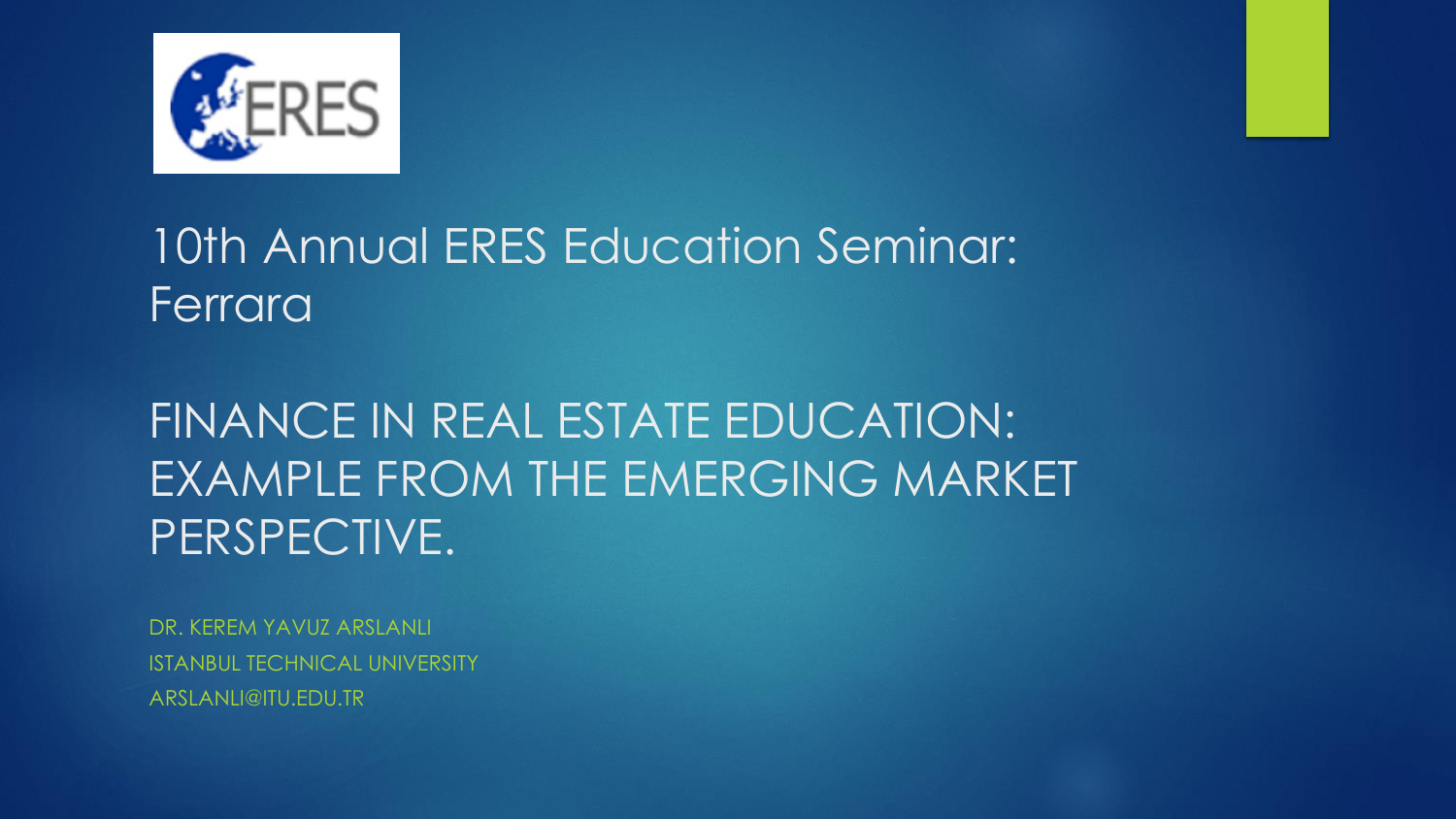# 10th Annual ERES Education Seminar: Ferrara

## FINANCE IN REAL ESTATE EDUCATION: EXAMPLE FROM THE EMERGING MARKET PERSPECTIVE.

DR. KEREM YAVUZ ARSLANLI

ISTANBUL TECHNICAL UNIVERSITY

ARSLANLI@ITU.EDU.TR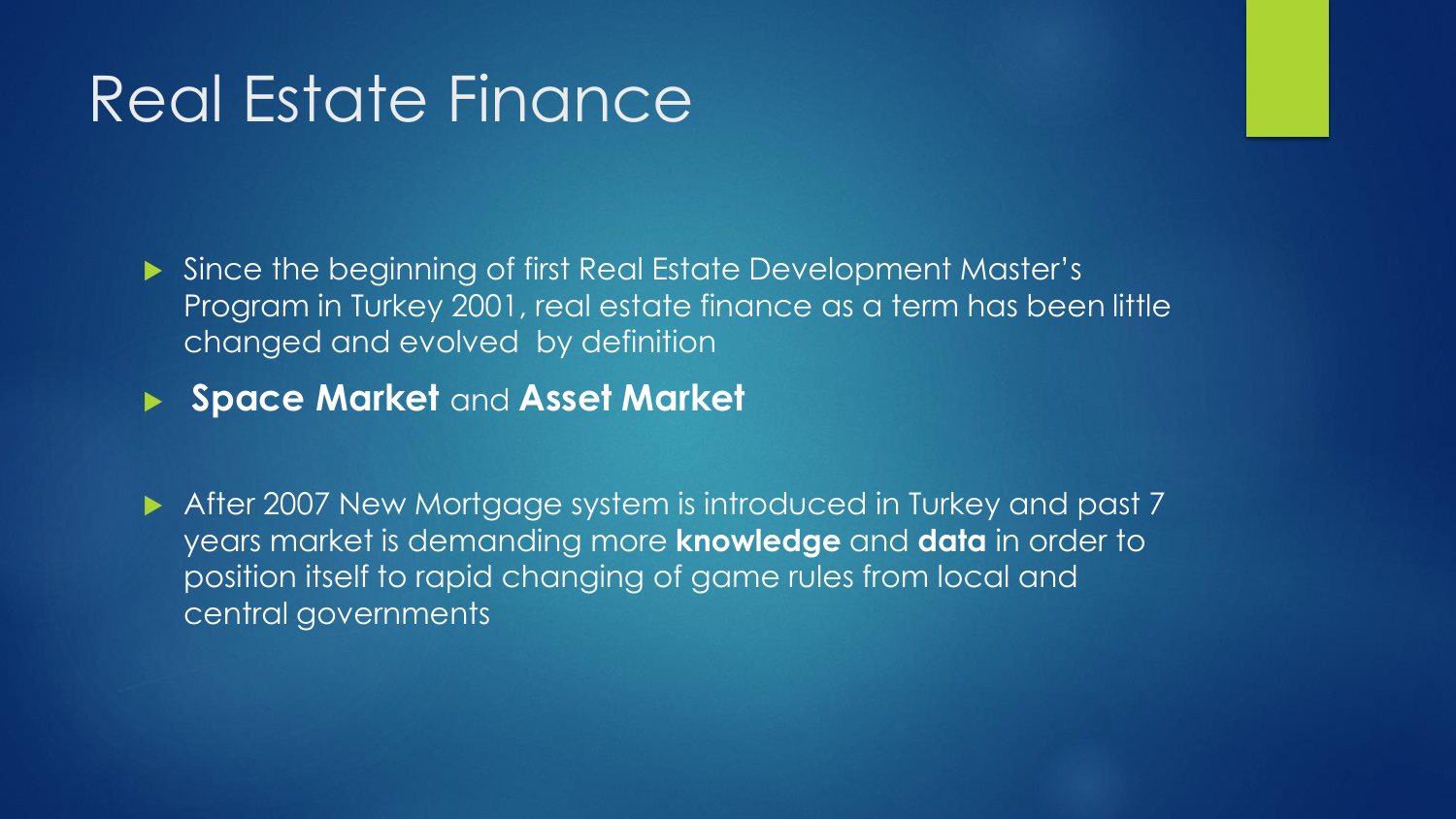# Real Estate Finance

- Since the beginning of first Real Estate Development Master's Program in Turkey 2001, real estate finance as a term has been little changed and evolved by definition
- **Space Market** and **Asset Market**
- After 2007 New Mortgage system is introduced in Turkey and past 7 years market is demanding more **knowledge** and **data** in order to position itself to rapid changing of game rules from local and central governments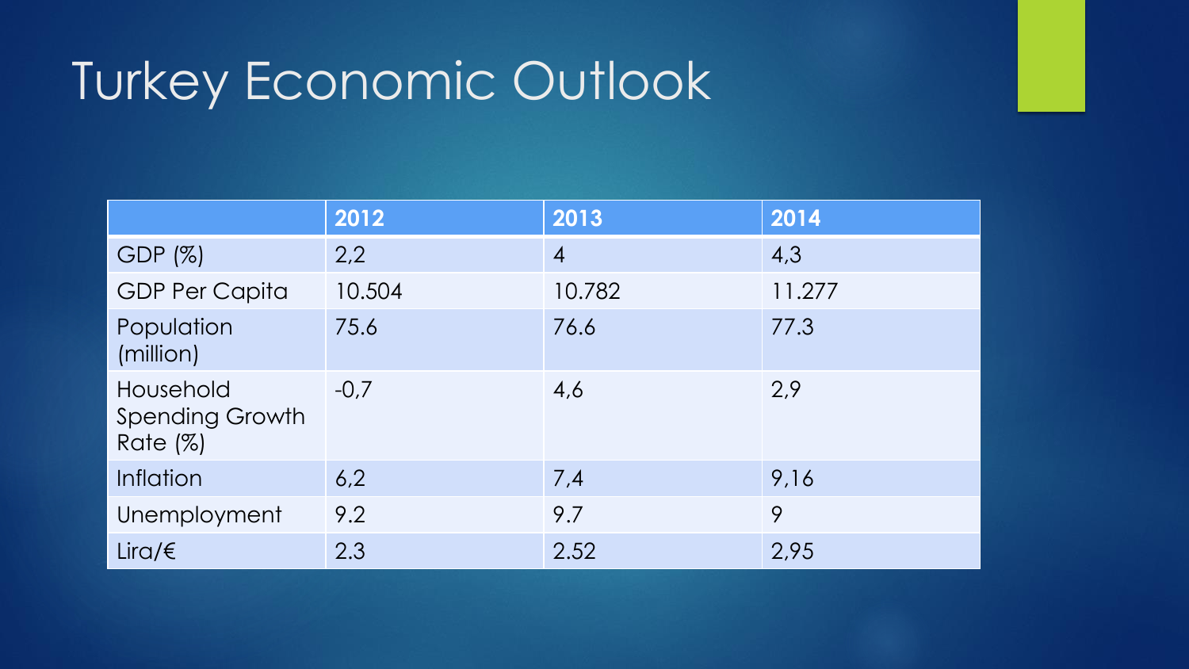# Turkey Economic Outlook

| | 2012 | 2013 | 2014 |
|---|---|---|---|
| GDP (%) | 2,2 | 4 | 4,3 |
| GDP Per Capita | 10.504 | 10.782 | 11.277 |
| Population (million) | 75.6 | 76.6 | 77.3 |
| Household Spending Growth Rate (%) | -0,7 | 4,6 | 2,9 |
| Inflation | 6,2 | 7,4 | 9,16 |
| Unemployment | 9.2 | 9.7 | 9 |
| Lira/€ | 2.3 | 2.52 | 2,95 |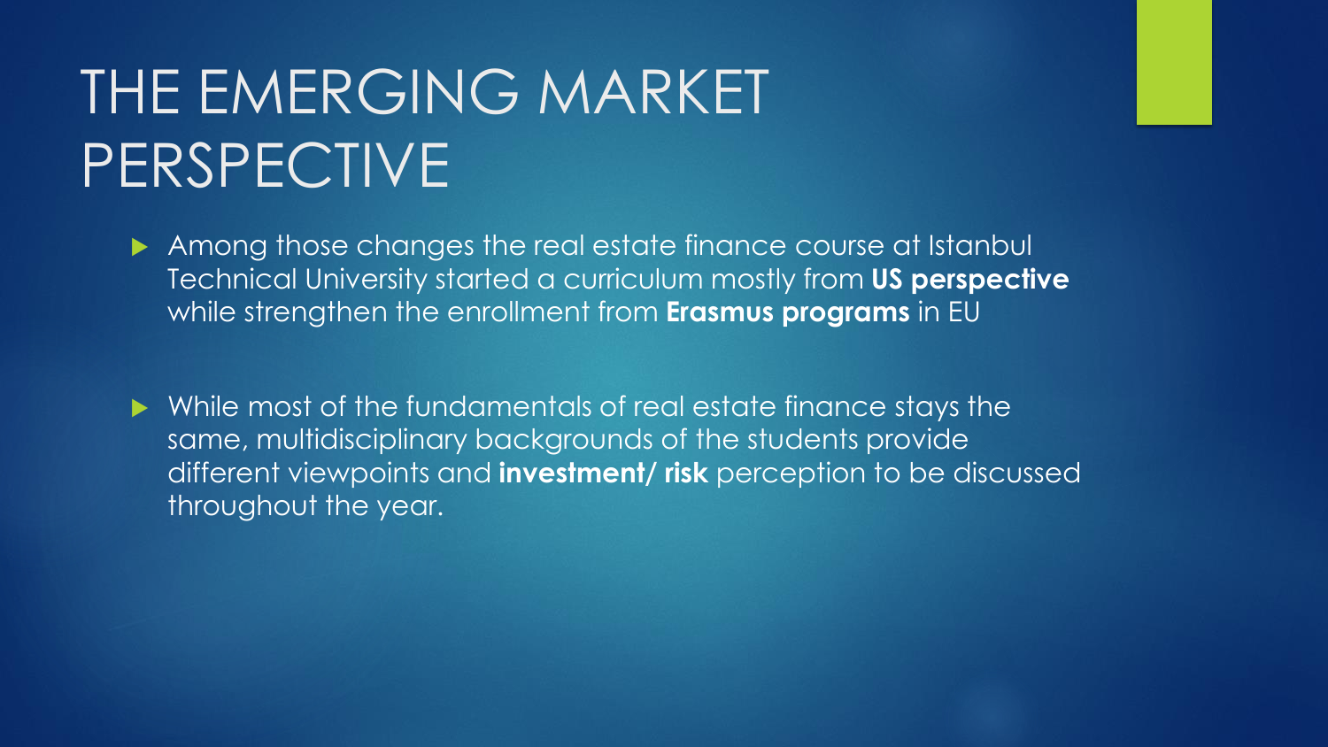# THE EMERGING MARKET PERSPECTIVE

- Among those changes the real estate finance course at Istanbul Technical University started a curriculum mostly from **US perspective** while strengthen the enrollment from **Erasmus programs** in EU

- While most of the fundamentals of real estate finance stays the same, multidisciplinary backgrounds of the students provide different viewpoints and **investment/ risk** perception to be discussed throughout the year.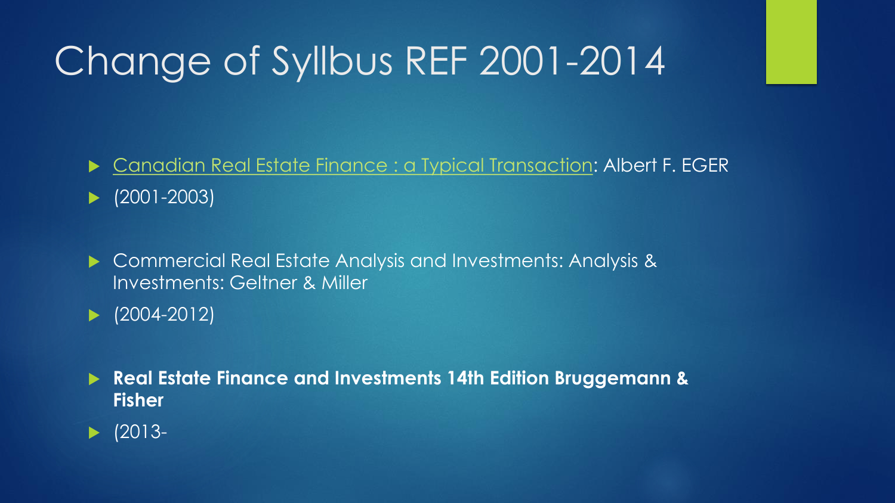# Change of Syllbus REF 2001-2014

- Canadian Real Estate Finance : a Typical Transaction: Albert F. EGER
- (2001-2003)

- Commercial Real Estate Analysis and Investments: Analysis & Investments: Geltner & Miller
- (2004-2012)

- **Real Estate Finance and Investments 14th Edition Bruggemann & Fisher**
- (2013-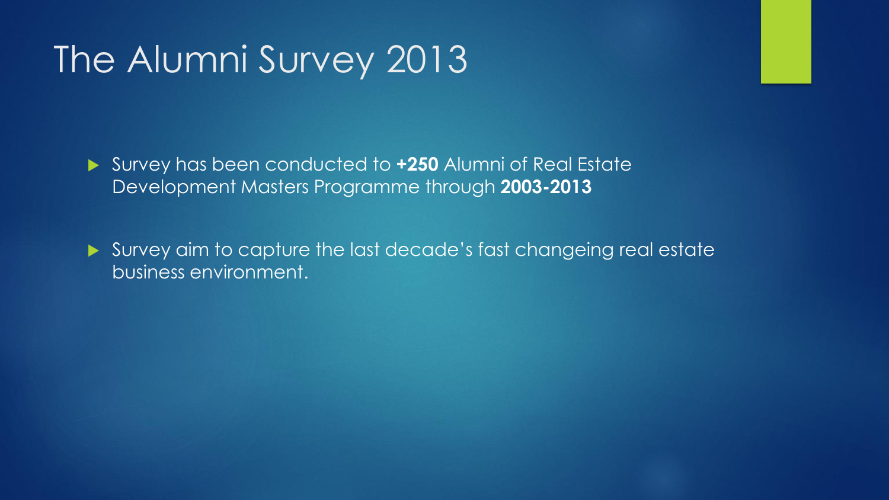# The Alumni Survey 2013

- Survey has been conducted to **+250** Alumni of Real Estate Development Masters Programme through **2003-2013**
- Survey aim to capture the last decade's fast changeing real estate business environment.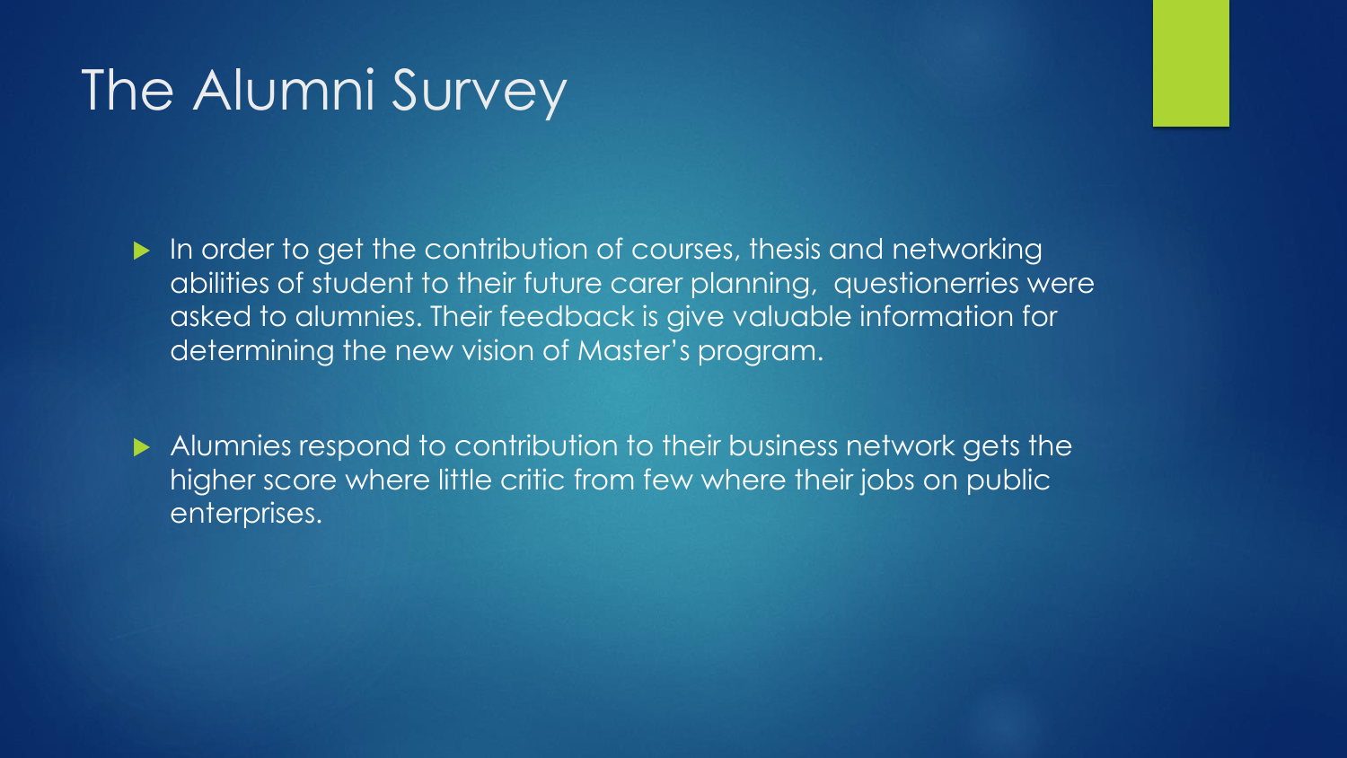# The Alumni Survey

- In order to get the contribution of courses, thesis and networking abilities of student to their future carer planning,  questionerries were asked to alumnies. Their feedback is give valuable information for determining the new vision of Master's program.

- Alumnies respond to contribution to their business network gets the higher score where little critic from few where their jobs on public enterprises.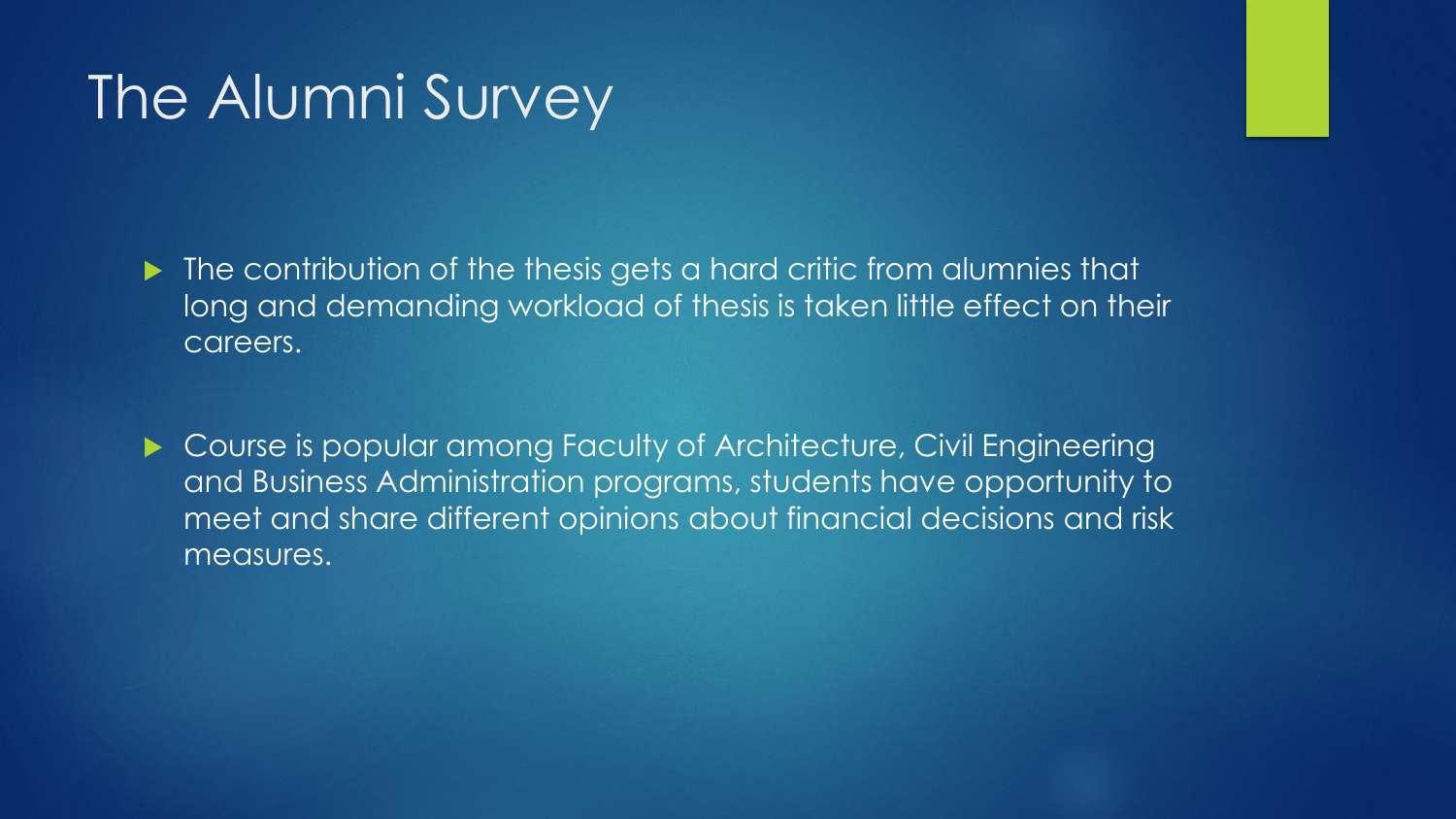# The Alumni Survey

- The contribution of the thesis gets a hard critic from alumnies that long and demanding workload of thesis is taken little effect on their careers.
- Course is popular among Faculty of Architecture, Civil Engineering and Business Administration programs, students have opportunity to meet and share different opinions about financial decisions and risk measures.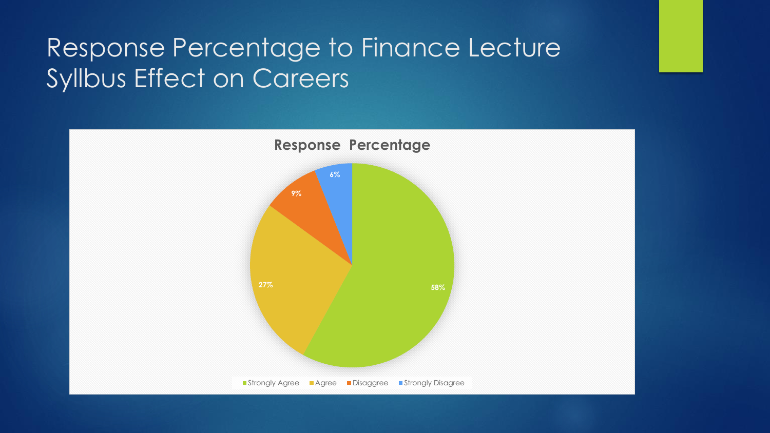# Response Percentage to Finance Lecture Syllbus Effect on Careers

**Response Percentage**

| Response | Percentage |
|---|---|
| Strongly Agree | 58% |
| Agree | 27% |
| Disaggree | 9% |
| Strongly Disagree | 6% |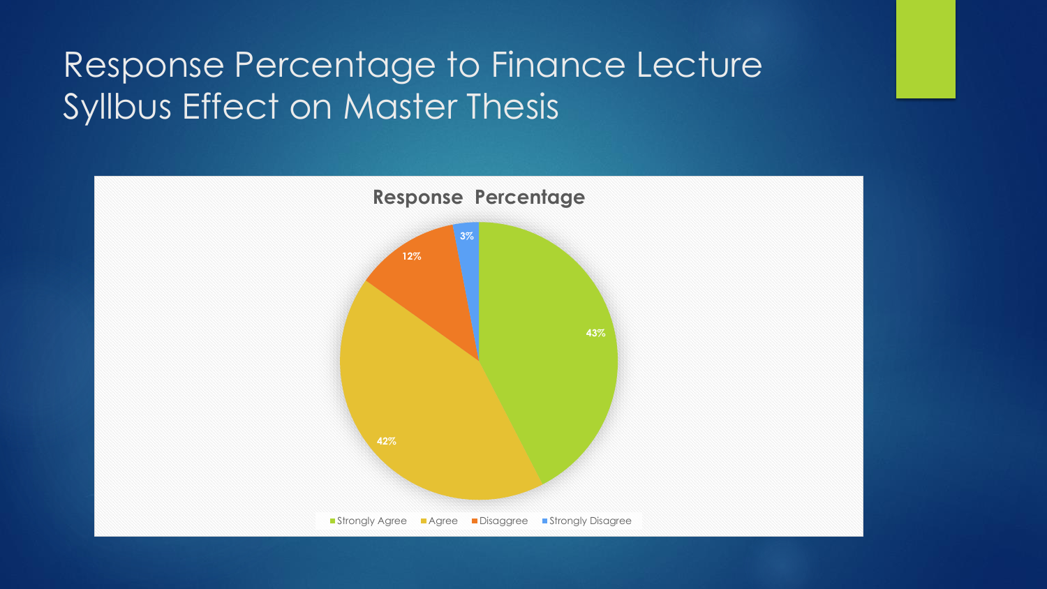# Response Percentage to Finance Lecture Syllbus Effect on Master Thesis

**Response Percentage**

| Response | Percentage |
|---|---|
| Strongly Agree | 43% |
| Agree | 42% |
| Disaggree | 12% |
| Strongly Disagree | 3% |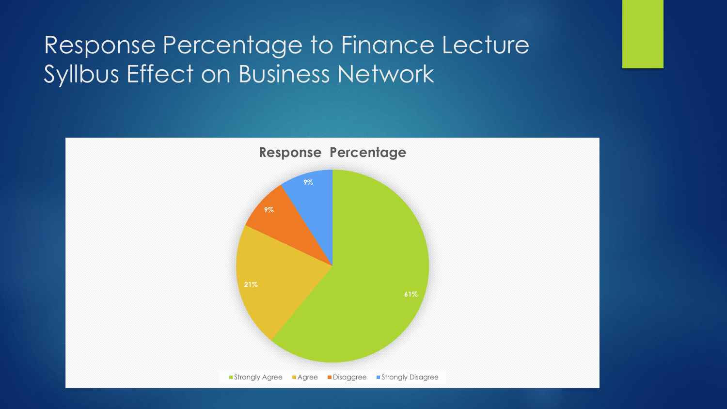# Response Percentage to Finance Lecture Syllbus Effect on Business Network

**Response Percentage**

| Response | Percentage |
| --- | --- |
| Strongly Agree | 61% |
| Agree | 21% |
| Disaggree | 9% |
| Strongly Disagree | 9% |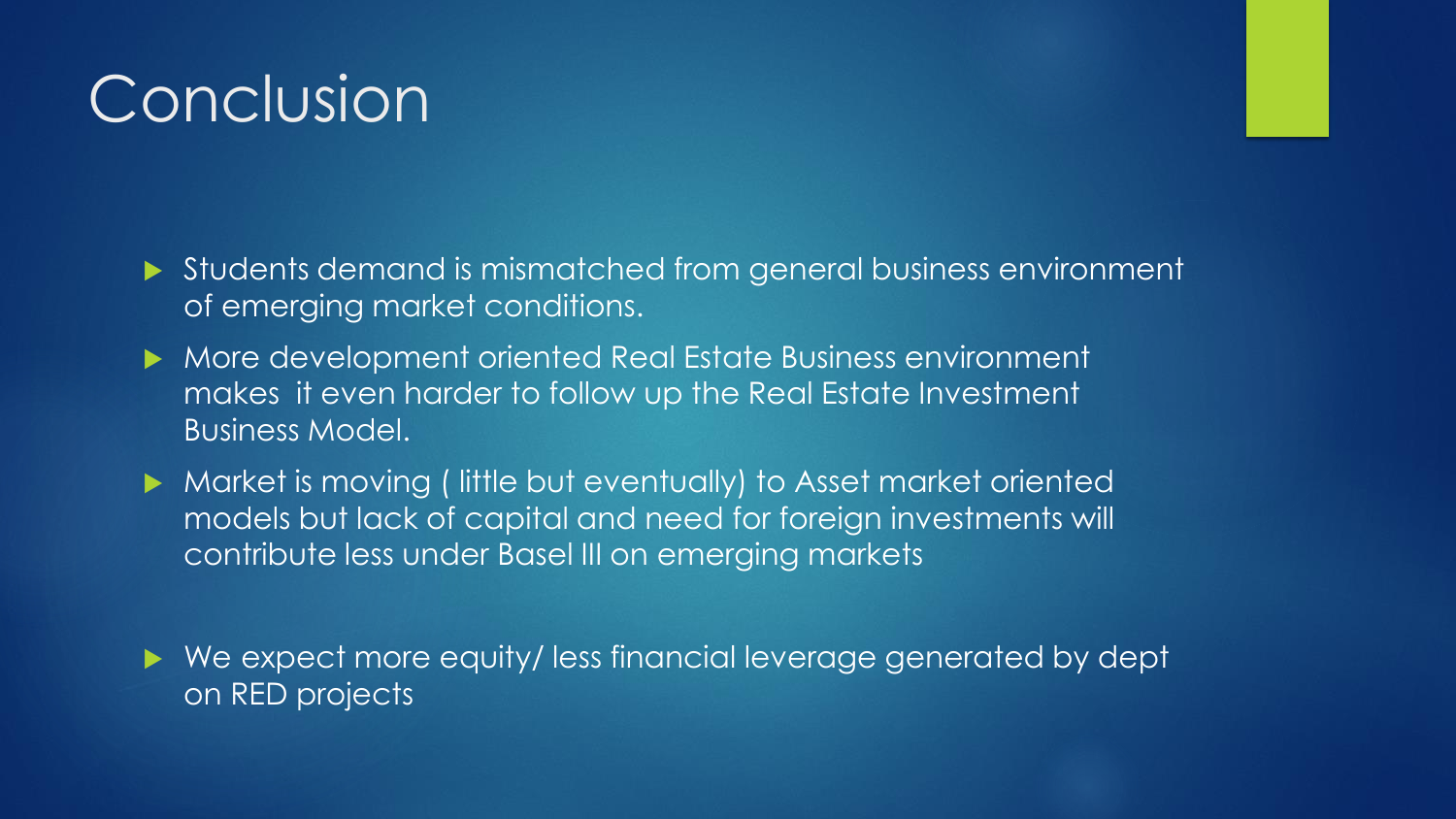# Conclusion

- Students demand is mismatched from general business environment of emerging market conditions.
- More development oriented Real Estate Business environment makes it even harder to follow up the Real Estate Investment Business Model.
- Market is moving ( little but eventually) to Asset market oriented models but lack of capital and need for foreign investments will contribute less under Basel III on emerging markets
- We expect more equity/ less financial leverage generated by dept on RED projects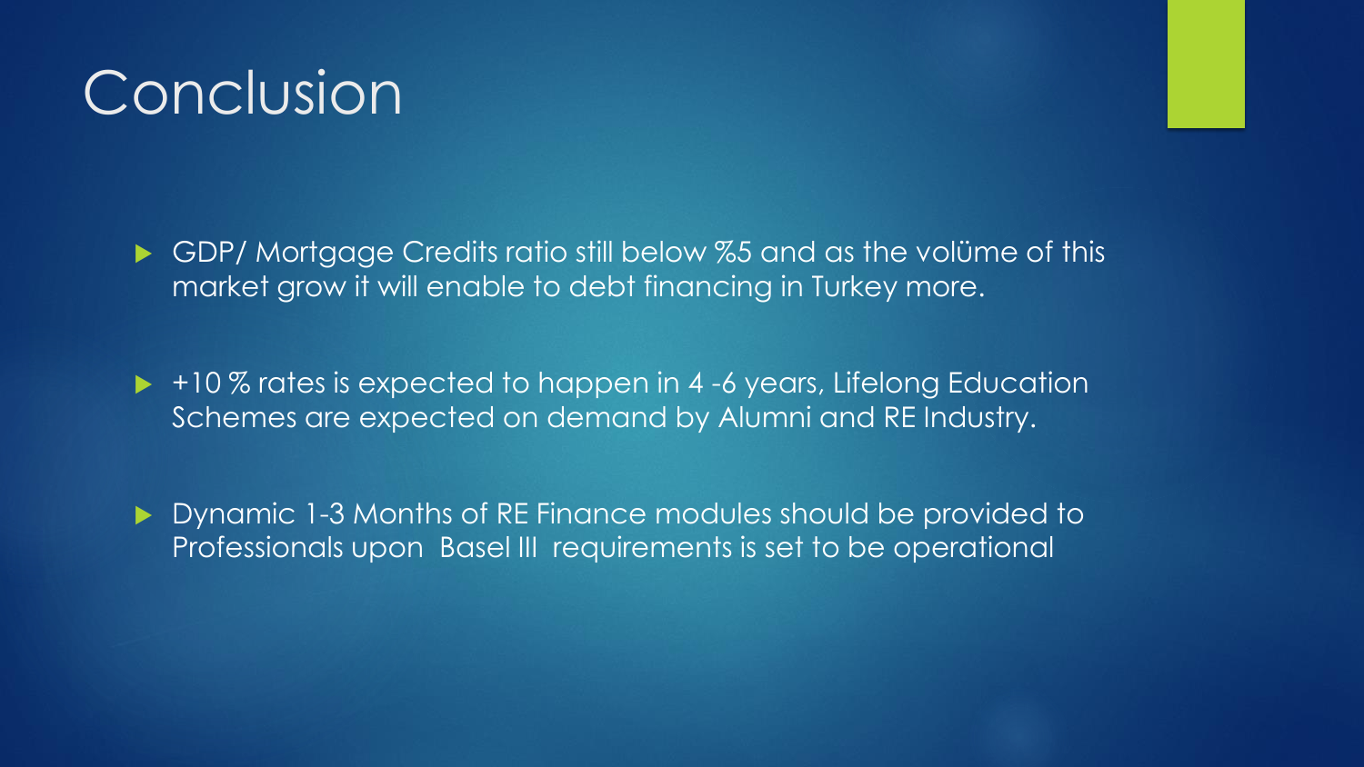# Conclusion

- GDP/ Mortgage Credits ratio still below %5 and as the volüme of this market grow it will enable to debt financing in Turkey more.

- +10 % rates is expected to happen in 4 -6 years, Lifelong Education Schemes are expected on demand by Alumni and RE Industry.

- Dynamic 1-3 Months of RE Finance modules should be provided to Professionals upon Basel III requirements is set to be operational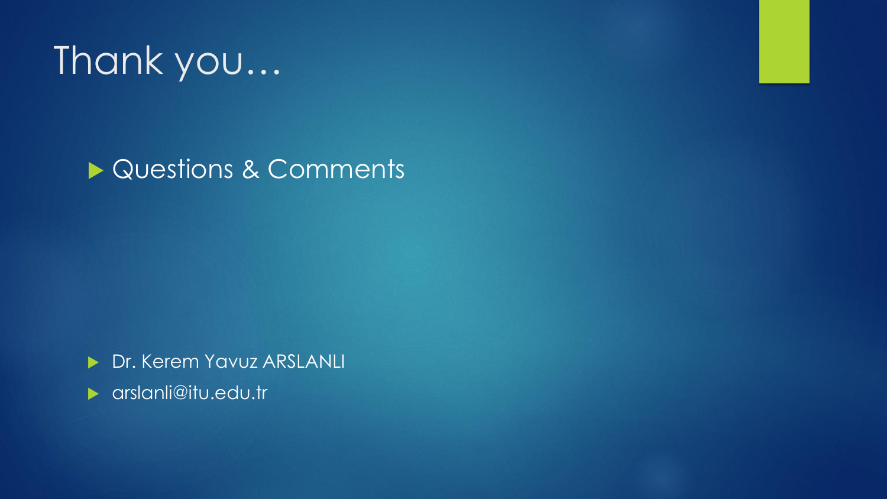# Thank you…

- Questions & Comments

- Dr. Kerem Yavuz ARSLANLI
- arslanli@itu.edu.tr